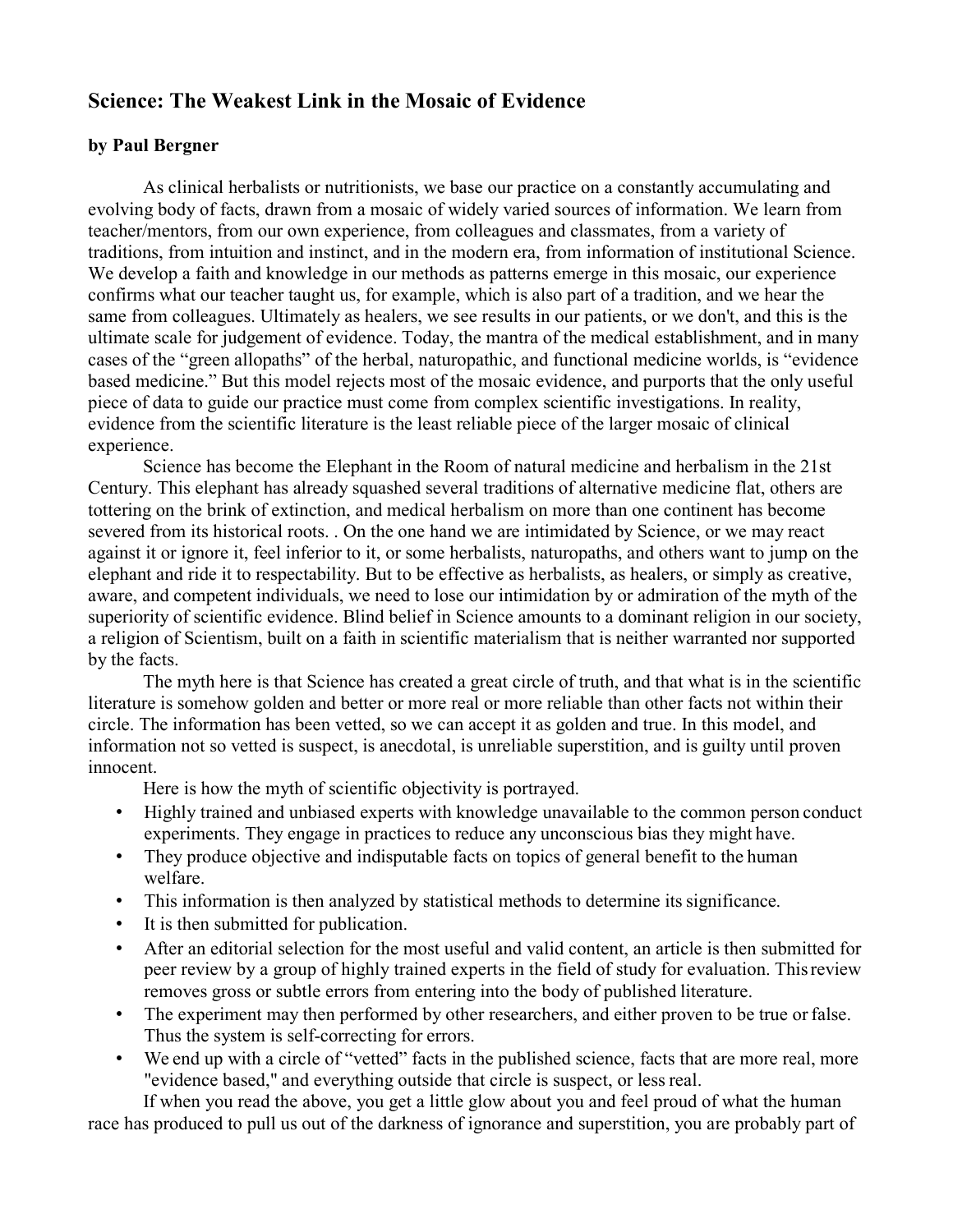## Science: The Weakest Link in the Mosaic of Evidence

**by Paul Bergner**

As clinical herbalists or nutritionists, we base our practice on a constantly accumulating and evolving body of facts, drawn from a mosaic of widely varied sources of information. We learn from teacher/mentors, from our own experience, from colleagues and classmates, from a variety of traditions, from intuition and instinct, and in the modern era, from information of institutional Science. We develop a faith and knowledge in our methods as patterns emerge in this mosaic, our experience confirms what our teacher taught us, for example, which is also part of a tradition, and we hear the same from colleagues. Ultimately as healers, we see results in our patients, or we don't, and this is the ultimate scale for judgement of evidence. Today, the mantra of the medical establishment, and in many cases of the "green allopaths" of the herbal, naturopathic, and functional medicine worlds, is "evidence based medicine." But this model rejects most of the mosaic evidence, and purports that the only useful piece of data to guide our practice must come from complex scientific investigations. In reality, evidence from the scientific literature is the least reliable piece of the larger mosaic of clinical experience.

Science has become the Elephant in the Room of natural medicine and herbalism in the 21st Century. This elephant has already squashed several traditions of alternative medicine flat, others are tottering on the brink of extinction, and medical herbalism on more than one continent has become severed from its historical roots. . On the one hand we are intimidated by Science, or we may react against it or ignore it, feel inferior to it, or some herbalists, naturopaths, and others want to jump on the elephant and ride it to respectability. But to be effective as herbalists, as healers, or simply as creative, aware, and competent individuals, we need to lose our intimidation by or admiration of the myth of the superiority of scientific evidence. Blind belief in Science amounts to a dominant religion in our society, a religion of Scientism, built on a faith in scientific materialism that is neither warranted nor supported by the facts.

The myth here is that Science has created a great circle of truth, and that what is in the scientific literature is somehow golden and better or more real or more reliable than other facts not within their circle. The information has been vetted, so we can accept it as golden and true. In this model, and information not so vetted is suspect, is anecdotal, is unreliable superstition, and is guilty until proven innocent.

Here is how the myth of scientific objectivity is portrayed.

- Highly trained and unbiased experts with knowledge unavailable to the common person conduct experiments. They engage in practices to reduce any unconscious bias they might have.
- They produce objective and indisputable facts on topics of general benefit to the human welfare.
- This information is then analyzed by statistical methods to determine its significance.
- It is then submitted for publication.
- After an editorial selection for the most useful and valid content, an article is then submitted for peer review by a group of highly trained experts in the field of study for evaluation. This review removes gross or subtle errors from entering into the body of published literature.
- The experiment may then performed by other researchers, and either proven to be true or false. Thus the system is self-correcting for errors.
- We end up with a circle of "vetted" facts in the published science, facts that are more real, more "evidence based," and everything outside that circle is suspect, or less real.

If when you read the above, you get a little glow about you and feel proud of what the human race has produced to pull us out of the darkness of ignorance and superstition, you are probably part of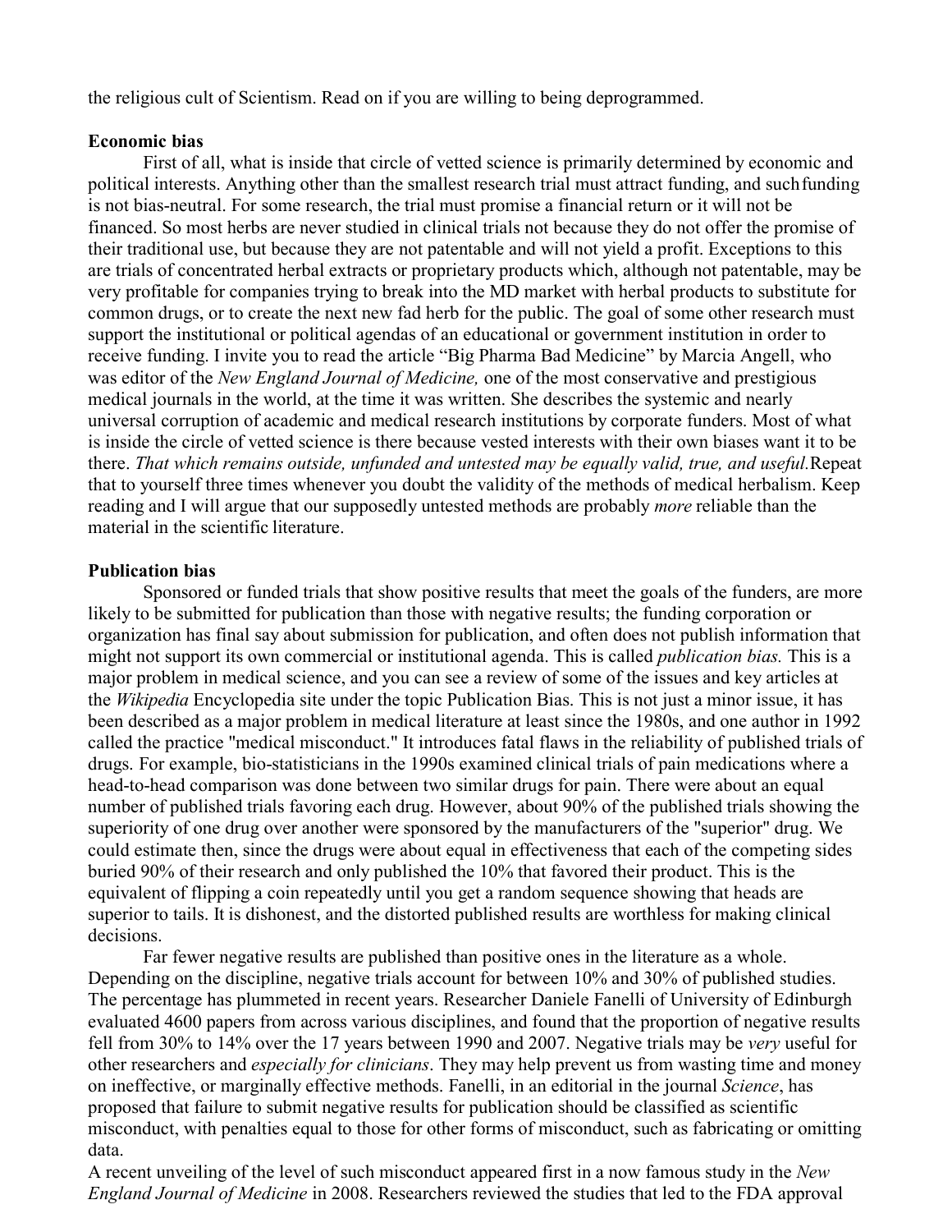the religious cult of Scientism. Read on if you are willing to being deprogrammed.

**Economic bias**

First of all, what is inside that circle of vetted science is primarily determined by economic and political interests. Anything other than the smallest research trial must attract funding, and such funding is not bias-neutral. For some research, the trial must promise a financial return or it will not be financed. So most herbs are never studied in clinical trials not because they do not offer the promise of their traditional use, but because they are not patentable and will not yield a profit. Exceptions to this are trials of concentrated herbal extracts or proprietary products which, although not patentable, may be very profitable for companies trying to break into the MD market with herbal products to substitute for common drugs, or to create the next new fad herb for the public. The goal of some other research must support the institutional or political agendas of an educational or government institution in order to receive funding. I invite you to read the article "Big Pharma Bad Medicine" by Marcia Angell, who was editor of the *New England Journal of Medicine,* one of the most conservative and prestigious medical journals in the world, at the time it was written. She describes the systemic and nearly universal corruption of academic and medical research institutions by corporate funders. Most of what is inside the circle of vetted science is there because vested interests with their own biases want it to be there. *That which remains outside, unfunded and untested may be equally valid, true, and useful.* Repeat that to yourself three times whenever you doubt the validity of the methods of medical herbalism. Keep reading and I will argue that our supposedly untested methods are probably *more* reliable than the material in the scientific literature.

**Publication bias**

Sponsored or funded trials that show positive results that meet the goals of the funders, are more likely to be submitted for publication than those with negative results; the funding corporation or organization has final say about submission for publication, and often does not publish information that might not support its own commercial or institutional agenda. This is called *publication bias.* This is a major problem in medical science, and you can see a review of some of the issues and key articles at the *Wikipedia* Encyclopedia site under the topic Publication Bias. This is not just a minor issue, it has been described as a major problem in medical literature at least since the 1980s, and one author in 1992 called the practice "medical misconduct." It introduces fatal flaws in the reliability of published trials of drugs. For example, bio-statisticians in the 1990s examined clinical trials of pain medications where a head-to-head comparison was done between two similar drugs for pain. There were about an equal number of published trials favoring each drug. However, about 90% of the published trials showing the superiority of one drug over another were sponsored by the manufacturers of the "superior" drug. We could estimate then, since the drugs were about equal in effectiveness that each of the competing sides buried 90% of their research and only published the 10% that favored their product. This is the equivalent of flipping a coin repeatedly until you get a random sequence showing that heads are superior to tails. It is dishonest, and the distorted published results are worthless for making clinical decisions.

Far fewer negative results are published than positive ones in the literature as a whole. Depending on the discipline, negative trials account for between 10% and 30% of published studies. The percentage has plummeted in recent years. Researcher Daniele Fanelli of University of Edinburgh evaluated 4600 papers from across various disciplines, and found that the proportion of negative results fell from 30% to 14% over the 17 years between 1990 and 2007. Negative trials may be *very* useful for other researchers and *especially for clinicians*. They may help prevent us from wasting time and money on ineffective, or marginally effective methods. Fanelli, in an editorial in the journal *Science*, has proposed that failure to submit negative results for publication should be classified as scientific misconduct, with penalties equal to those for other forms of misconduct, such as fabricating or omitting data.

A recent unveiling of the level of such misconduct appeared first in a now famous study in the *New England Journal of Medicine* in 2008. Researchers reviewed the studies that led to the FDA approval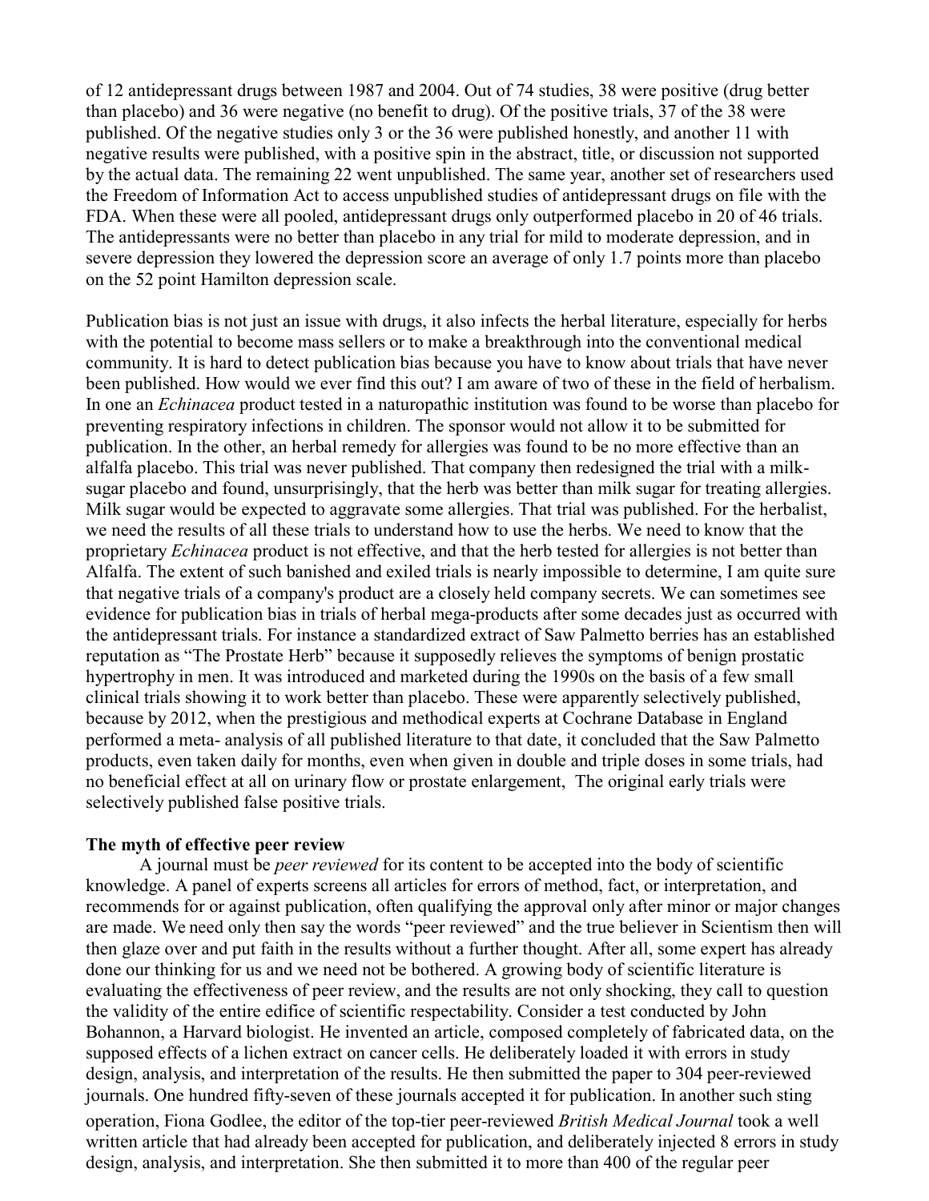of 12 antidepressant drugs between 1987 and 2004. Out of 74 studies, 38 were positive (drug better than placebo) and 36 were negative (no benefit to drug). Of the positive trials, 37 of the 38 were published. Of the negative studies only 3 or the 36 were published honestly, and another 11 with negative results were published, with a positive spin in the abstract, title, or discussion not supported by the actual data. The remaining 22 went unpublished. The same year, another set of researchers used the Freedom of Information Act to access unpublished studies of antidepressant drugs on file with the FDA. When these were all pooled, antidepressant drugs only outperformed placebo in 20 of 46 trials. The antidepressants were no better than placebo in any trial for mild to moderate depression, and in severe depression they lowered the depression score an average of only 1.7 points more than placebo on the 52 point Hamilton depression scale.

Publication bias is not just an issue with drugs, it also infects the herbal literature, especially for herbs with the potential to become mass sellers or to make a breakthrough into the conventional medical community. It is hard to detect publication bias because you have to know about trials that have never been published. How would we ever find this out? I am aware of two of these in the field of herbalism. In one an *Echinacea* product tested in a naturopathic institution was found to be worse than placebo for preventing respiratory infections in children. The sponsor would not allow it to be submitted for publication. In the other, an herbal remedy for allergies was found to be no more effective than an alfalfa placebo. This trial was never published. That company then redesigned the trial with a milk-sugar placebo and found, unsurprisingly, that the herb was better than milk sugar for treating allergies. Milk sugar would be expected to aggravate some allergies. That trial was published. For the herbalist, we need the results of all these trials to understand how to use the herbs. We need to know that the proprietary *Echinacea* product is not effective, and that the herb tested for allergies is not better than Alfalfa. The extent of such banished and exiled trials is nearly impossible to determine, I am quite sure that negative trials of a company's product are a closely held company secrets. We can sometimes see evidence for publication bias in trials of herbal mega-products after some decades just as occurred with the antidepressant trials. For instance a standardized extract of Saw Palmetto berries has an established reputation as "The Prostate Herb" because it supposedly relieves the symptoms of benign prostatic hypertrophy in men. It was introduced and marketed during the 1990s on the basis of a few small clinical trials showing it to work better than placebo. These were apparently selectively published, because by 2012, when the prestigious and methodical experts at Cochrane Database in England performed a meta- analysis of all published literature to that date, it concluded that the Saw Palmetto products, even taken daily for months, even when given in double and triple doses in some trials, had no beneficial effect at all on urinary flow or prostate enlargement, The original early trials were selectively published false positive trials.

**The myth of effective peer review**

A journal must be *peer reviewed* for its content to be accepted into the body of scientific knowledge. A panel of experts screens all articles for errors of method, fact, or interpretation, and recommends for or against publication, often qualifying the approval only after minor or major changes are made. We need only then say the words "peer reviewed" and the true believer in Scientism then will then glaze over and put faith in the results without a further thought. After all, some expert has already done our thinking for us and we need not be bothered. A growing body of scientific literature is evaluating the effectiveness of peer review, and the results are not only shocking, they call to question the validity of the entire edifice of scientific respectability. Consider a test conducted by John Bohannon, a Harvard biologist. He invented an article, composed completely of fabricated data, on the supposed effects of a lichen extract on cancer cells. He deliberately loaded it with errors in study design, analysis, and interpretation of the results. He then submitted the paper to 304 peer-reviewed journals. One hundred fifty-seven of these journals accepted it for publication. In another such sting operation, Fiona Godlee, the editor of the top-tier peer-reviewed *British Medical Journal* took a well written article that had already been accepted for publication, and deliberately injected 8 errors in study design, analysis, and interpretation. She then submitted it to more than 400 of the regular peer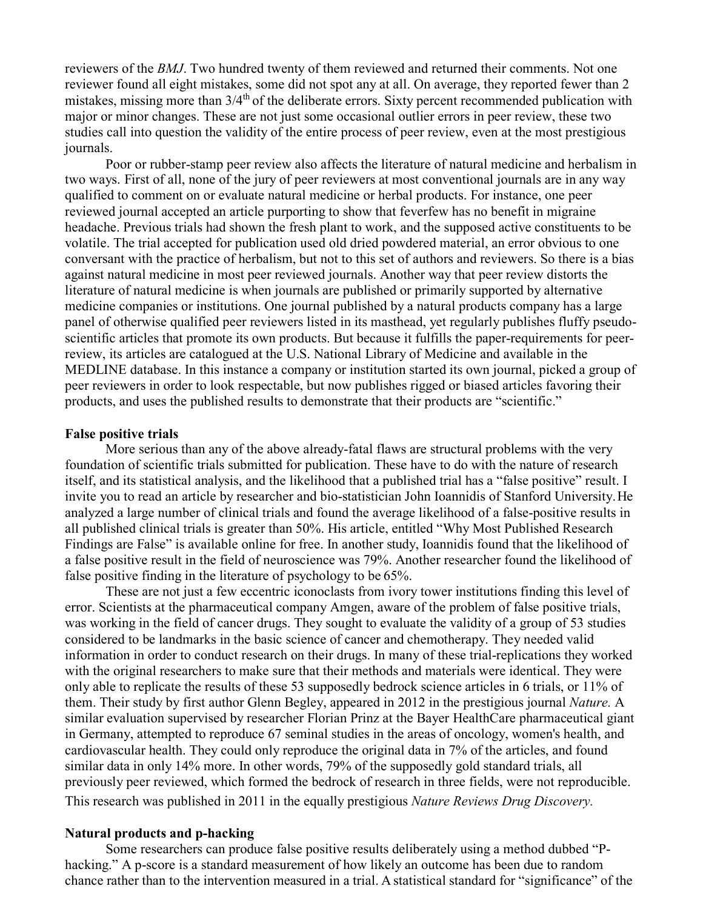reviewers of the *BMJ*. Two hundred twenty of them reviewed and returned their comments. Not one reviewer found all eight mistakes, some did not spot any at all. On average, they reported fewer than 2 mistakes, missing more than 3/4th of the deliberate errors. Sixty percent recommended publication with major or minor changes. These are not just some occasional outlier errors in peer review, these two studies call into question the validity of the entire process of peer review, even at the most prestigious journals.

Poor or rubber-stamp peer review also affects the literature of natural medicine and herbalism in two ways. First of all, none of the jury of peer reviewers at most conventional journals are in any way qualified to comment on or evaluate natural medicine or herbal products. For instance, one peer reviewed journal accepted an article purporting to show that feverfew has no benefit in migraine headache. Previous trials had shown the fresh plant to work, and the supposed active constituents to be volatile. The trial accepted for publication used old dried powdered material, an error obvious to one conversant with the practice of herbalism, but not to this set of authors and reviewers. So there is a bias against natural medicine in most peer reviewed journals. Another way that peer review distorts the literature of natural medicine is when journals are published or primarily supported by alternative medicine companies or institutions. One journal published by a natural products company has a large panel of otherwise qualified peer reviewers listed in its masthead, yet regularly publishes fluffy pseudo-scientific articles that promote its own products. But because it fulfills the paper-requirements for peer-review, its articles are catalogued at the U.S. National Library of Medicine and available in the MEDLINE database. In this instance a company or institution started its own journal, picked a group of peer reviewers in order to look respectable, but now publishes rigged or biased articles favoring their products, and uses the published results to demonstrate that their products are "scientific."

**False positive trials**

More serious than any of the above already-fatal flaws are structural problems with the very foundation of scientific trials submitted for publication. These have to do with the nature of research itself, and its statistical analysis, and the likelihood that a published trial has a "false positive" result. I invite you to read an article by researcher and bio-statistician John Ioannidis of Stanford University. He analyzed a large number of clinical trials and found the average likelihood of a false-positive results in all published clinical trials is greater than 50%. His article, entitled "Why Most Published Research Findings are False" is available online for free. In another study, Ioannidis found that the likelihood of a false positive result in the field of neuroscience was 79%. Another researcher found the likelihood of false positive finding in the literature of psychology to be 65%.

These are not just a few eccentric iconoclasts from ivory tower institutions finding this level of error. Scientists at the pharmaceutical company Amgen, aware of the problem of false positive trials, was working in the field of cancer drugs. They sought to evaluate the validity of a group of 53 studies considered to be landmarks in the basic science of cancer and chemotherapy. They needed valid information in order to conduct research on their drugs. In many of these trial-replications they worked with the original researchers to make sure that their methods and materials were identical. They were only able to replicate the results of these 53 supposedly bedrock science articles in 6 trials, or 11% of them. Their study by first author Glenn Begley, appeared in 2012 in the prestigious journal *Nature.* A similar evaluation supervised by researcher Florian Prinz at the Bayer HealthCare pharmaceutical giant in Germany, attempted to reproduce 67 seminal studies in the areas of oncology, women's health, and cardiovascular health. They could only reproduce the original data in 7% of the articles, and found similar data in only 14% more. In other words, 79% of the supposedly gold standard trials, all previously peer reviewed, which formed the bedrock of research in three fields, were not reproducible. This research was published in 2011 in the equally prestigious *Nature Reviews Drug Discovery.*

**Natural products and p-hacking**

Some researchers can produce false positive results deliberately using a method dubbed "P-hacking." A p-score is a standard measurement of how likely an outcome has been due to random chance rather than to the intervention measured in a trial. A statistical standard for "significance" of the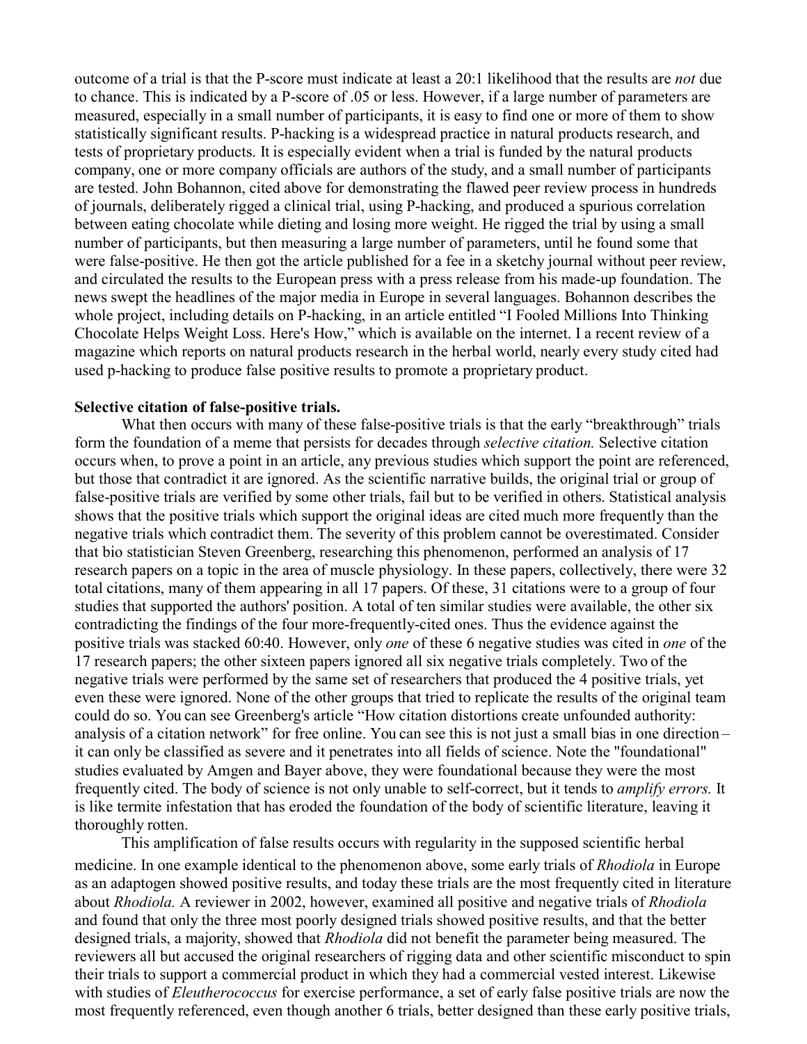outcome of a trial is that the P-score must indicate at least a 20:1 likelihood that the results are *not* due to chance. This is indicated by a P-score of .05 or less. However, if a large number of parameters are measured, especially in a small number of participants, it is easy to find one or more of them to show statistically significant results. P-hacking is a widespread practice in natural products research, and tests of proprietary products. It is especially evident when a trial is funded by the natural products company, one or more company officials are authors of the study, and a small number of participants are tested. John Bohannon, cited above for demonstrating the flawed peer review process in hundreds of journals, deliberately rigged a clinical trial, using P-hacking, and produced a spurious correlation between eating chocolate while dieting and losing more weight. He rigged the trial by using a small number of participants, but then measuring a large number of parameters, until he found some that were false-positive. He then got the article published for a fee in a sketchy journal without peer review, and circulated the results to the European press with a press release from his made-up foundation. The news swept the headlines of the major media in Europe in several languages. Bohannon describes the whole project, including details on P-hacking, in an article entitled "I Fooled Millions Into Thinking Chocolate Helps Weight Loss. Here's How," which is available on the internet. I a recent review of a magazine which reports on natural products research in the herbal world, nearly every study cited had used p-hacking to produce false positive results to promote a proprietary product.

**Selective citation of false-positive trials.**

What then occurs with many of these false-positive trials is that the early "breakthrough" trials form the foundation of a meme that persists for decades through *selective citation.* Selective citation occurs when, to prove a point in an article, any previous studies which support the point are referenced, but those that contradict it are ignored. As the scientific narrative builds, the original trial or group of false-positive trials are verified by some other trials, fail but to be verified in others. Statistical analysis shows that the positive trials which support the original ideas are cited much more frequently than the negative trials which contradict them. The severity of this problem cannot be overestimated. Consider that bio statistician Steven Greenberg, researching this phenomenon, performed an analysis of 17 research papers on a topic in the area of muscle physiology. In these papers, collectively, there were 32 total citations, many of them appearing in all 17 papers. Of these, 31 citations were to a group of four studies that supported the authors' position. A total of ten similar studies were available, the other six contradicting the findings of the four more-frequently-cited ones. Thus the evidence against the positive trials was stacked 60:40. However, only *one* of these 6 negative studies was cited in *one* of the 17 research papers; the other sixteen papers ignored all six negative trials completely. Two of the negative trials were performed by the same set of researchers that produced the 4 positive trials, yet even these were ignored. None of the other groups that tried to replicate the results of the original team could do so. You can see Greenberg's article "How citation distortions create unfounded authority: analysis of a citation network" for free online. You can see this is not just a small bias in one direction – it can only be classified as severe and it penetrates into all fields of science. Note the "foundational" studies evaluated by Amgen and Bayer above, they were foundational because they were the most frequently cited. The body of science is not only unable to self-correct, but it tends to *amplify errors.* It is like termite infestation that has eroded the foundation of the body of scientific literature, leaving it thoroughly rotten.

This amplification of false results occurs with regularity in the supposed scientific herbal medicine. In one example identical to the phenomenon above, some early trials of *Rhodiola* in Europe as an adaptogen showed positive results, and today these trials are the most frequently cited in literature about *Rhodiola.* A reviewer in 2002, however, examined all positive and negative trials of *Rhodiola* and found that only the three most poorly designed trials showed positive results, and that the better designed trials, a majority, showed that *Rhodiola* did not benefit the parameter being measured. The reviewers all but accused the original researchers of rigging data and other scientific misconduct to spin their trials to support a commercial product in which they had a commercial vested interest. Likewise with studies of *Eleutherococcus* for exercise performance, a set of early false positive trials are now the most frequently referenced, even though another 6 trials, better designed than these early positive trials,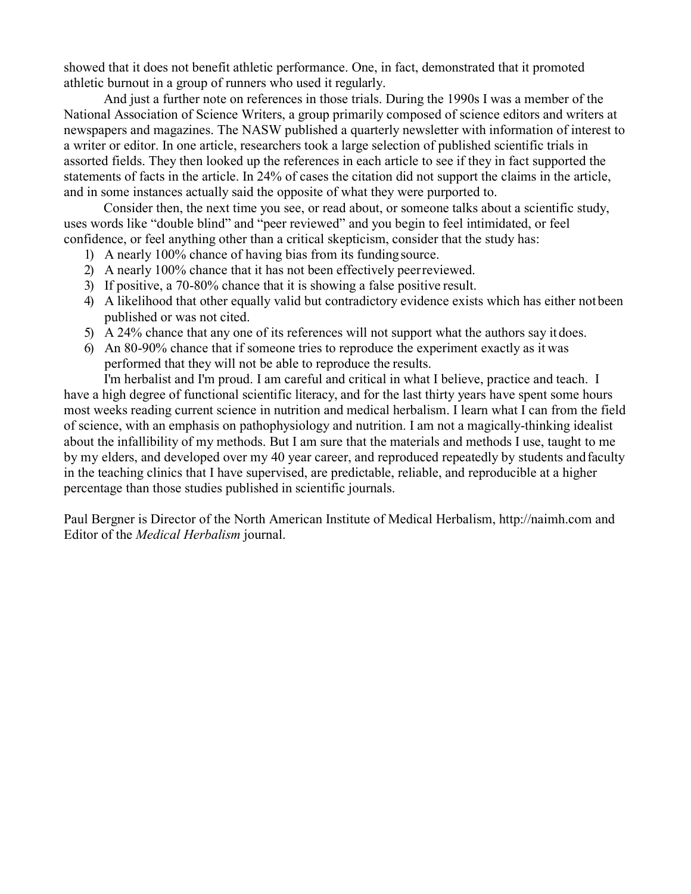showed that it does not benefit athletic performance. One, in fact, demonstrated that it promoted athletic burnout in a group of runners who used it regularly.

And just a further note on references in those trials. During the 1990s I was a member of the National Association of Science Writers, a group primarily composed of science editors and writers at newspapers and magazines. The NASW published a quarterly newsletter with information of interest to a writer or editor. In one article, researchers took a large selection of published scientific trials in assorted fields. They then looked up the references in each article to see if they in fact supported the statements of facts in the article. In 24% of cases the citation did not support the claims in the article, and in some instances actually said the opposite of what they were purported to.

Consider then, the next time you see, or read about, or someone talks about a scientific study, uses words like "double blind" and "peer reviewed" and you begin to feel intimidated, or feel confidence, or feel anything other than a critical skepticism, consider that the study has:

1) A nearly 100% chance of having bias from its funding source.
2) A nearly 100% chance that it has not been effectively peer reviewed.
3) If positive, a 70-80% chance that it is showing a false positive result.
4) A likelihood that other equally valid but contradictory evidence exists which has either not been published or was not cited.
5) A 24% chance that any one of its references will not support what the authors say it does.
6) An 80-90% chance that if someone tries to reproduce the experiment exactly as it was performed that they will not be able to reproduce the results.

I'm herbalist and I'm proud. I am careful and critical in what I believe, practice and teach. I have a high degree of functional scientific literacy, and for the last thirty years have spent some hours most weeks reading current science in nutrition and medical herbalism. I learn what I can from the field of science, with an emphasis on pathophysiology and nutrition. I am not a magically-thinking idealist about the infallibility of my methods. But I am sure that the materials and methods I use, taught to me by my elders, and developed over my 40 year career, and reproduced repeatedly by students and faculty in the teaching clinics that I have supervised, are predictable, reliable, and reproducible at a higher percentage than those studies published in scientific journals.

Paul Bergner is Director of the North American Institute of Medical Herbalism, http://naimh.com and Editor of the *Medical Herbalism* journal.